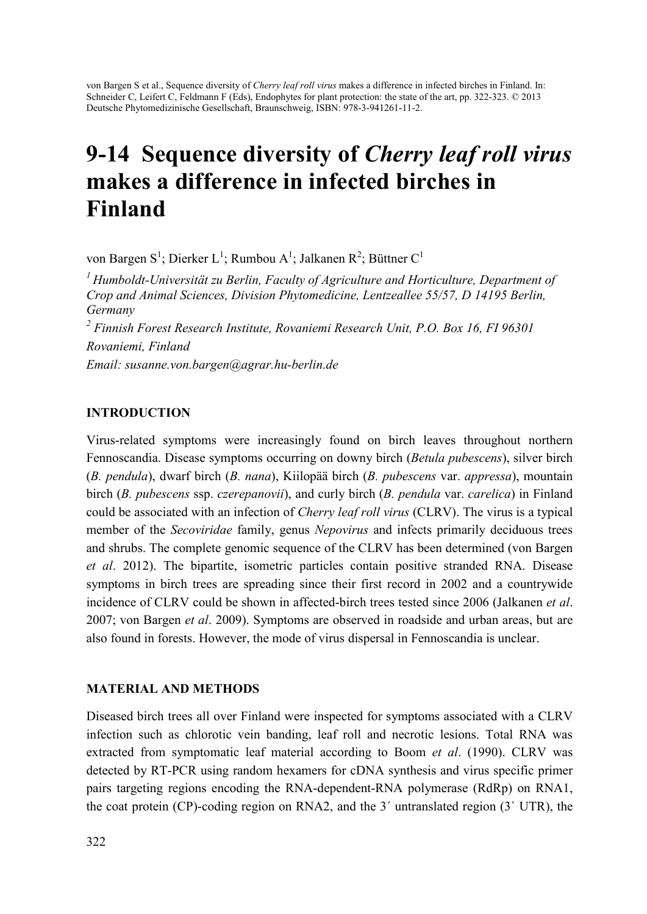von Bargen S et al., Sequence diversity of *Cherry leaf roll virus* makes a difference in infected birches in Finland. In: Schneider C, Leifert C, Feldmann F (Eds), Endophytes for plant protection: the state of the art, pp. 322-323. © 2013 Deutsche Phytomedizinische Gesellschaft, Braunschweig, ISBN: 978-3-941261-11-2.

# 9-14 Sequence diversity of *Cherry leaf roll virus* makes a difference in infected birches in Finland

von Bargen S[1]; Dierker L[1]; Rumbou A[1]; Jalkanen R[2]; Büttner C[1]

[1] *Humboldt-Universität zu Berlin, Faculty of Agriculture and Horticulture, Department of Crop and Animal Sciences, Division Phytomedicine, Lentzeallee 55/57, D 14195 Berlin, Germany*

[2] *Finnish Forest Research Institute, Rovaniemi Research Unit, P.O. Box 16, FI 96301 Rovaniemi, Finland*

*Email: susanne.von.bargen@agrar.hu-berlin.de*

## INTRODUCTION

Virus-related symptoms were increasingly found on birch leaves throughout northern Fennoscandia. Disease symptoms occurring on downy birch (*Betula pubescens*), silver birch (*B. pendula*), dwarf birch (*B. nana*), Kiilopää birch (*B. pubescens* var. *appressa*), mountain birch (*B. pubescens* ssp. *czerepanovii*), and curly birch (*B. pendula* var. *carelica*) in Finland could be associated with an infection of *Cherry leaf roll virus* (CLRV). The virus is a typical member of the *Secoviridae* family, genus *Nepovirus* and infects primarily deciduous trees and shrubs. The complete genomic sequence of the CLRV has been determined (von Bargen *et al*. 2012). The bipartite, isometric particles contain positive stranded RNA. Disease symptoms in birch trees are spreading since their first record in 2002 and a countrywide incidence of CLRV could be shown in affected-birch trees tested since 2006 (Jalkanen *et al*. 2007; von Bargen *et al*. 2009). Symptoms are observed in roadside and urban areas, but are also found in forests. However, the mode of virus dispersal in Fennoscandia is unclear.

## MATERIAL AND METHODS

Diseased birch trees all over Finland were inspected for symptoms associated with a CLRV infection such as chlorotic vein banding, leaf roll and necrotic lesions. Total RNA was extracted from symptomatic leaf material according to Boom *et al*. (1990). CLRV was detected by RT-PCR using random hexamers for cDNA synthesis and virus specific primer pairs targeting regions encoding the RNA-dependent-RNA polymerase (RdRp) on RNA1, the coat protein (CP)-coding region on RNA2, and the 3´ untranslated region (3` UTR), the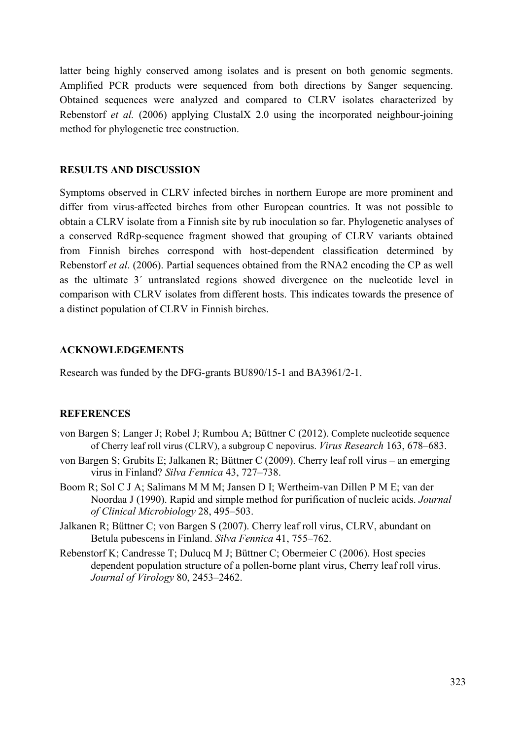latter being highly conserved among isolates and is present on both genomic segments. Amplified PCR products were sequenced from both directions by Sanger sequencing. Obtained sequences were analyzed and compared to CLRV isolates characterized by Rebenstorf *et al.* (2006) applying ClustalX 2.0 using the incorporated neighbour-joining method for phylogenetic tree construction.

## RESULTS AND DISCUSSION

Symptoms observed in CLRV infected birches in northern Europe are more prominent and differ from virus-affected birches from other European countries. It was not possible to obtain a CLRV isolate from a Finnish site by rub inoculation so far. Phylogenetic analyses of a conserved RdRp-sequence fragment showed that grouping of CLRV variants obtained from Finnish birches correspond with host-dependent classification determined by Rebenstorf *et al*. (2006). Partial sequences obtained from the RNA2 encoding the CP as well as the ultimate 3´ untranslated regions showed divergence on the nucleotide level in comparison with CLRV isolates from different hosts. This indicates towards the presence of a distinct population of CLRV in Finnish birches.

## ACKNOWLEDGEMENTS

Research was funded by the DFG-grants BU890/15-1 and BA3961/2-1.

## REFERENCES

von Bargen S; Langer J; Robel J; Rumbou A; Büttner C (2012). Complete nucleotide sequence of Cherry leaf roll virus (CLRV), a subgroup C nepovirus. *Virus Research* 163, 678–683.

von Bargen S; Grubits E; Jalkanen R; Büttner C (2009). Cherry leaf roll virus – an emerging virus in Finland? *Silva Fennica* 43, 727–738.

Boom R; Sol C J A; Salimans M M M; Jansen D I; Wertheim-van Dillen P M E; van der Noordaa J (1990). Rapid and simple method for purification of nucleic acids. *Journal of Clinical Microbiology* 28, 495–503.

Jalkanen R; Büttner C; von Bargen S (2007). Cherry leaf roll virus, CLRV, abundant on Betula pubescens in Finland. *Silva Fennica* 41, 755–762.

Rebenstorf K; Candresse T; Dulucq M J; Büttner C; Obermeier C (2006). Host species dependent population structure of a pollen-borne plant virus, Cherry leaf roll virus. *Journal of Virology* 80, 2453–2462.